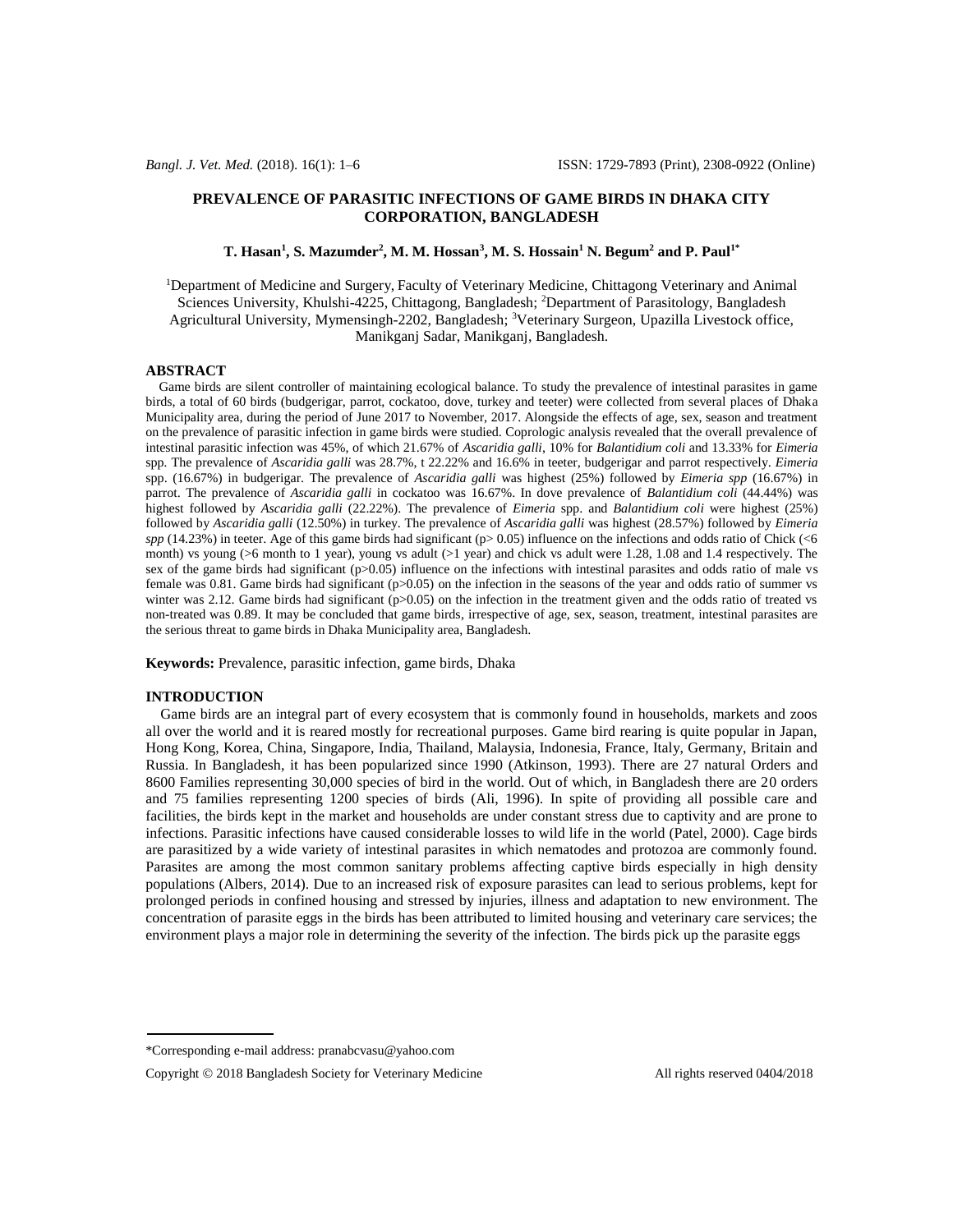# PREVALENCE OF PARASITIC INFECTIONS OF GAME BIRDS IN DHAKA CITY CORPORATION, BANGLADESH

**T. Hasan[1], S. Mazumder[2], M. M. Hossan[3], M. S. Hossain[1] N. Begum[2] and P. Paul[1*]**

[1]Department of Medicine and Surgery, Faculty of Veterinary Medicine, Chittagong Veterinary and Animal Sciences University, Khulshi-4225, Chittagong, Bangladesh; [2]Department of Parasitology, Bangladesh Agricultural University, Mymensingh-2202, Bangladesh; [3]Veterinary Surgeon, Upazilla Livestock office, Manikganj Sadar, Manikganj, Bangladesh.

## ABSTRACT

Game birds are silent controller of maintaining ecological balance. To study the prevalence of intestinal parasites in game birds, a total of 60 birds (budgerigar, parrot, cockatoo, dove, turkey and teeter) were collected from several places of Dhaka Municipality area, during the period of June 2017 to November, 2017. Alongside the effects of age, sex, season and treatment on the prevalence of parasitic infection in game birds were studied. Coprologic analysis revealed that the overall prevalence of intestinal parasitic infection was 45%, of which 21.67% of *Ascaridia galli*, 10% for *Balantidium coli* and 13.33% for *Eimeria* spp. The prevalence of *Ascaridia galli* was 28.7%, t 22.22% and 16.6% in teeter, budgerigar and parrot respectively. *Eimeria* spp. (16.67%) in budgerigar. The prevalence of *Ascaridia galli* was highest (25%) followed by *Eimeria spp* (16.67%) in parrot. The prevalence of *Ascaridia galli* in cockatoo was 16.67%. In dove prevalence of *Balantidium coli* (44.44%) was highest followed by *Ascaridia galli* (22.22%). The prevalence of *Eimeria* spp. and *Balantidium coli* were highest (25%) followed by *Ascaridia galli* (12.50%) in turkey. The prevalence of *Ascaridia galli* was highest (28.57%) followed by *Eimeria spp* (14.23%) in teeter. Age of this game birds had significant ($p > 0.05$) influence on the infections and odds ratio of Chick (<6 month) vs young (>6 month to 1 year), young vs adult (>1 year) and chick vs adult were 1.28, 1.08 and 1.4 respectively. The sex of the game birds had significant ($p>0.05$) influence on the infections with intestinal parasites and odds ratio of male vs female was 0.81. Game birds had significant ($p>0.05$) on the infection in the seasons of the year and odds ratio of summer vs winter was 2.12. Game birds had significant ($p>0.05$) on the infection in the treatment given and the odds ratio of treated vs non-treated was 0.89. It may be concluded that game birds, irrespective of age, sex, season, treatment, intestinal parasites are the serious threat to game birds in Dhaka Municipality area, Bangladesh.

**Keywords:** Prevalence, parasitic infection, game birds, Dhaka

## INTRODUCTION

Game birds are an integral part of every ecosystem that is commonly found in households, markets and zoos all over the world and it is reared mostly for recreational purposes. Game bird rearing is quite popular in Japan, Hong Kong, Korea, China, Singapore, India, Thailand, Malaysia, Indonesia, France, Italy, Germany, Britain and Russia. In Bangladesh, it has been popularized since 1990 (Atkinson, 1993). There are 27 natural Orders and 8600 Families representing 30,000 species of bird in the world. Out of which, in Bangladesh there are 20 orders and 75 families representing 1200 species of birds (Ali, 1996). In spite of providing all possible care and facilities, the birds kept in the market and households are under constant stress due to captivity and are prone to infections. Parasitic infections have caused considerable losses to wild life in the world (Patel, 2000). Cage birds are parasitized by a wide variety of intestinal parasites in which nematodes and protozoa are commonly found. Parasites are among the most common sanitary problems affecting captive birds especially in high density populations (Albers, 2014). Due to an increased risk of exposure parasites can lead to serious problems, kept for prolonged periods in confined housing and stressed by injuries, illness and adaptation to new environment. The concentration of parasite eggs in the birds has been attributed to limited housing and veterinary care services; the environment plays a major role in determining the severity of the infection. The birds pick up the parasite eggs

---

\*Corresponding e-mail address: pranabcvasu@yahoo.com

Copyright © 2018 Bangladesh Society for Veterinary Medicine All rights reserved 0404/2018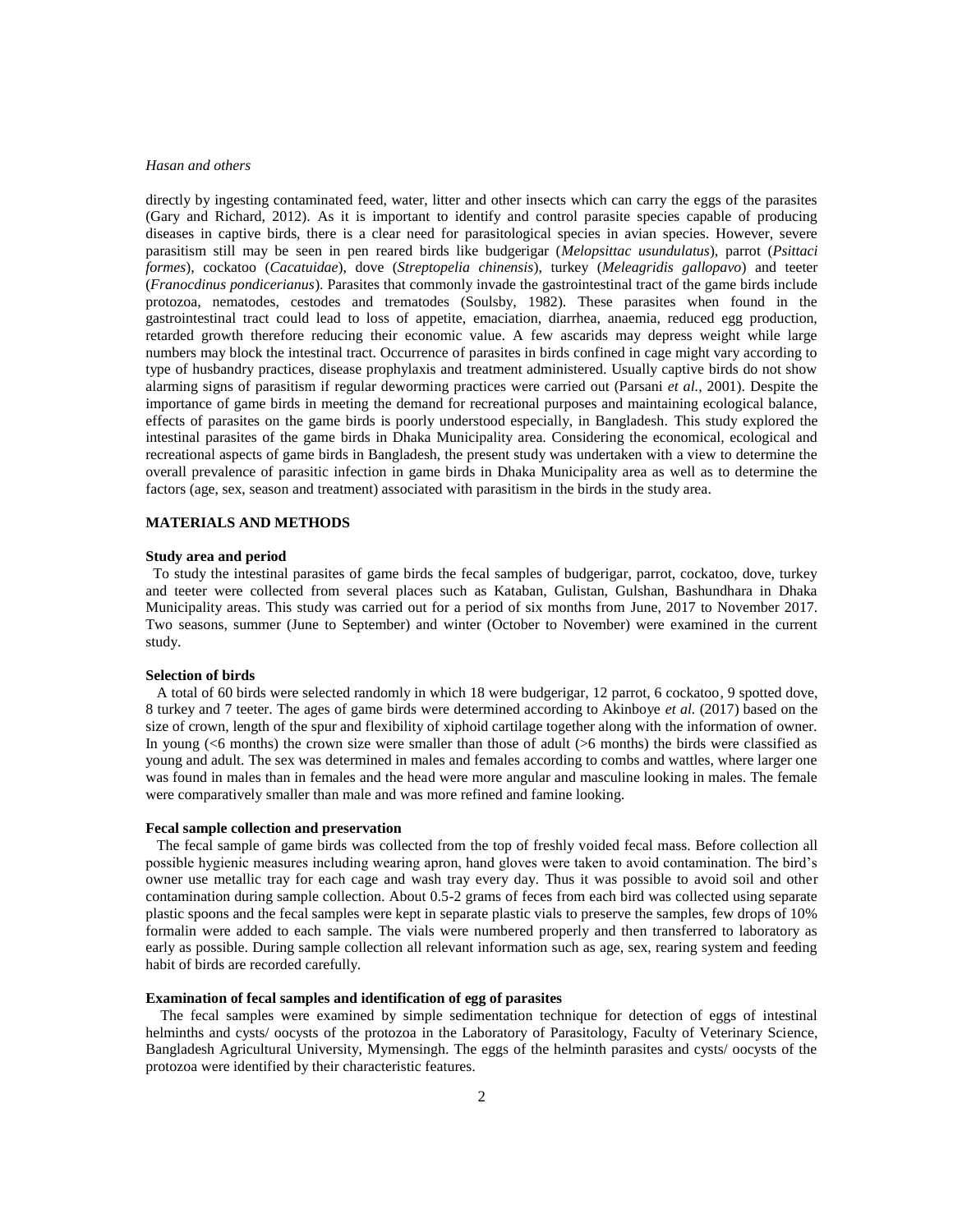directly by ingesting contaminated feed, water, litter and other insects which can carry the eggs of the parasites (Gary and Richard, 2012). As it is important to identify and control parasite species capable of producing diseases in captive birds, there is a clear need for parasitological species in avian species. However, severe parasitism still may be seen in pen reared birds like budgerigar (*Melopsittac usundulatus*), parrot (*Psittaci formes*), cockatoo (*Cacatuidae*), dove (*Streptopelia chinensis*), turkey (*Meleagridis gallopavo*) and teeter (*Franocdinus pondicerianus*). Parasites that commonly invade the gastrointestinal tract of the game birds include protozoa, nematodes, cestodes and trematodes (Soulsby, 1982). These parasites when found in the gastrointestinal tract could lead to loss of appetite, emaciation, diarrhea, anaemia, reduced egg production, retarded growth therefore reducing their economic value. A few ascarids may depress weight while large numbers may block the intestinal tract. Occurrence of parasites in birds confined in cage might vary according to type of husbandry practices, disease prophylaxis and treatment administered. Usually captive birds do not show alarming signs of parasitism if regular deworming practices were carried out (Parsani *et al.*, 2001). Despite the importance of game birds in meeting the demand for recreational purposes and maintaining ecological balance, effects of parasites on the game birds is poorly understood especially, in Bangladesh. This study explored the intestinal parasites of the game birds in Dhaka Municipality area. Considering the economical, ecological and recreational aspects of game birds in Bangladesh, the present study was undertaken with a view to determine the overall prevalence of parasitic infection in game birds in Dhaka Municipality area as well as to determine the factors (age, sex, season and treatment) associated with parasitism in the birds in the study area.

## MATERIALS AND METHODS

### Study area and period

To study the intestinal parasites of game birds the fecal samples of budgerigar, parrot, cockatoo, dove, turkey and teeter were collected from several places such as Kataban, Gulistan, Gulshan, Bashundhara in Dhaka Municipality areas. This study was carried out for a period of six months from June, 2017 to November 2017. Two seasons, summer (June to September) and winter (October to November) were examined in the current study.

### Selection of birds

A total of 60 birds were selected randomly in which 18 were budgerigar, 12 parrot, 6 cockatoo, 9 spotted dove, 8 turkey and 7 teeter. The ages of game birds were determined according to Akinboye *et al.* (2017) based on the size of crown, length of the spur and flexibility of xiphoid cartilage together along with the information of owner. In young (<6 months) the crown size were smaller than those of adult (>6 months) the birds were classified as young and adult. The sex was determined in males and females according to combs and wattles, where larger one was found in males than in females and the head were more angular and masculine looking in males. The female were comparatively smaller than male and was more refined and famine looking.

### Fecal sample collection and preservation

The fecal sample of game birds was collected from the top of freshly voided fecal mass. Before collection all possible hygienic measures including wearing apron, hand gloves were taken to avoid contamination. The bird's owner use metallic tray for each cage and wash tray every day. Thus it was possible to avoid soil and other contamination during sample collection. About 0.5-2 grams of feces from each bird was collected using separate plastic spoons and the fecal samples were kept in separate plastic vials to preserve the samples, few drops of 10% formalin were added to each sample. The vials were numbered properly and then transferred to laboratory as early as possible. During sample collection all relevant information such as age, sex, rearing system and feeding habit of birds are recorded carefully.

### Examination of fecal samples and identification of egg of parasites

The fecal samples were examined by simple sedimentation technique for detection of eggs of intestinal helminths and cysts/ oocysts of the protozoa in the Laboratory of Parasitology, Faculty of Veterinary Science, Bangladesh Agricultural University, Mymensingh. The eggs of the helminth parasites and cysts/ oocysts of the protozoa were identified by their characteristic features.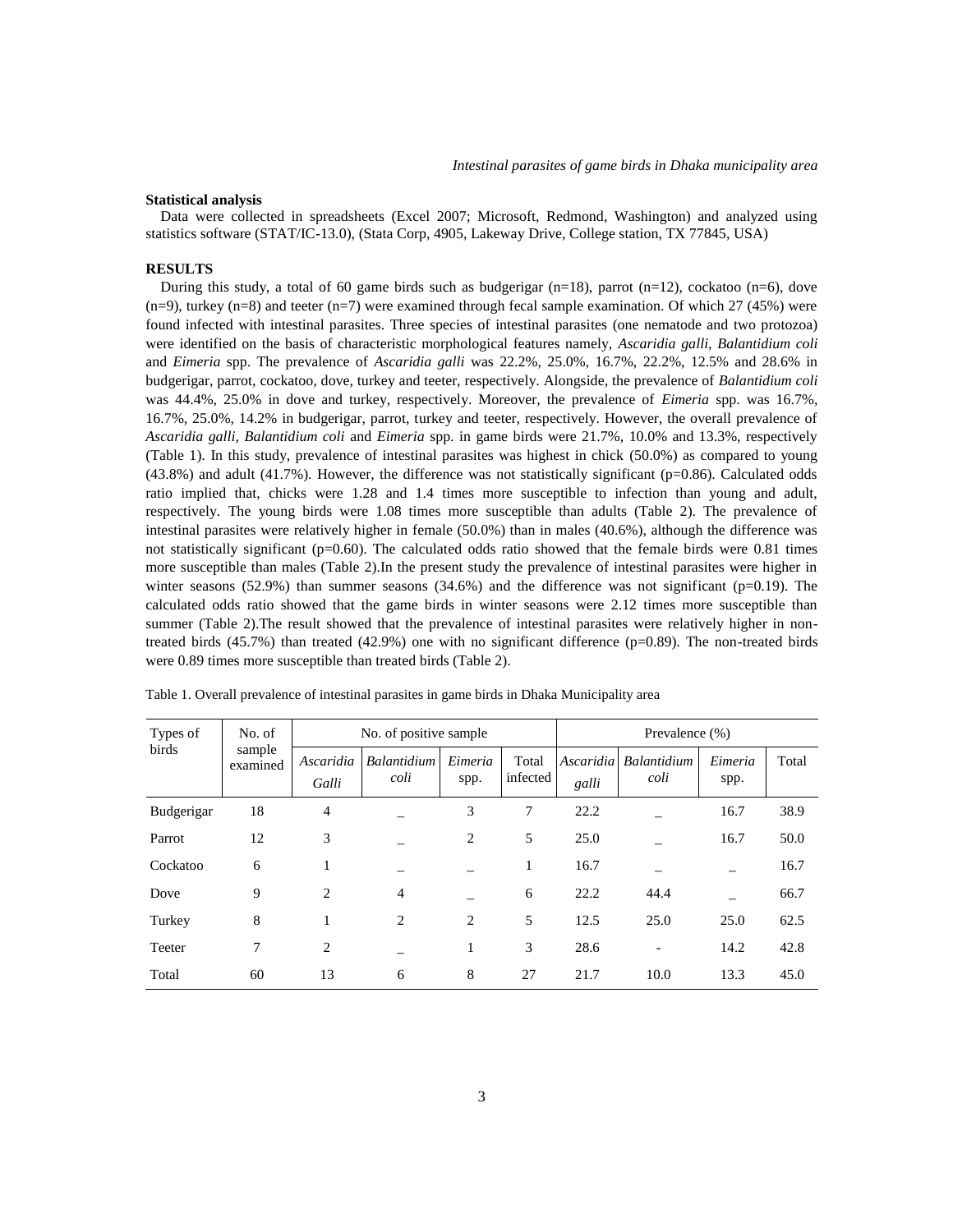**Statistical analysis**

Data were collected in spreadsheets (Excel 2007; Microsoft, Redmond, Washington) and analyzed using statistics software (STAT/IC-13.0), (Stata Corp, 4905, Lakeway Drive, College station, TX 77845, USA)

**RESULTS**

During this study, a total of 60 game birds such as budgerigar (n=18), parrot (n=12), cockatoo (n=6), dove (n=9), turkey (n=8) and teeter (n=7) were examined through fecal sample examination. Of which 27 (45%) were found infected with intestinal parasites. Three species of intestinal parasites (one nematode and two protozoa) were identified on the basis of characteristic morphological features namely, *Ascaridia galli*, *Balantidium coli* and *Eimeria* spp. The prevalence of *Ascaridia galli* was 22.2%, 25.0%, 16.7%, 22.2%, 12.5% and 28.6% in budgerigar, parrot, cockatoo, dove, turkey and teeter, respectively. Alongside, the prevalence of *Balantidium coli* was 44.4%, 25.0% in dove and turkey, respectively. Moreover, the prevalence of *Eimeria* spp. was 16.7%, 16.7%, 25.0%, 14.2% in budgerigar, parrot, turkey and teeter, respectively. However, the overall prevalence of *Ascaridia galli, Balantidium coli* and *Eimeria* spp. in game birds were 21.7%, 10.0% and 13.3%, respectively (Table 1). In this study, prevalence of intestinal parasites was highest in chick (50.0%) as compared to young (43.8%) and adult (41.7%). However, the difference was not statistically significant (p=0.86). Calculated odds ratio implied that, chicks were 1.28 and 1.4 times more susceptible to infection than young and adult, respectively. The young birds were 1.08 times more susceptible than adults (Table 2). The prevalence of intestinal parasites were relatively higher in female (50.0%) than in males (40.6%), although the difference was not statistically significant (p=0.60). The calculated odds ratio showed that the female birds were 0.81 times more susceptible than males (Table 2).In the present study the prevalence of intestinal parasites were higher in winter seasons (52.9%) than summer seasons (34.6%) and the difference was not significant (p=0.19). The calculated odds ratio showed that the game birds in winter seasons were 2.12 times more susceptible than summer (Table 2).The result showed that the prevalence of intestinal parasites were relatively higher in non-treated birds (45.7%) than treated (42.9%) one with no significant difference (p=0.89). The non-treated birds were 0.89 times more susceptible than treated birds (Table 2).

Table 1. Overall prevalence of intestinal parasites in game birds in Dhaka Municipality area

| Types of birds | No. of sample examined | No. of positive sample | | | | Prevalence (%) | | | |
|---|---|---|---|---|---|---|---|---|---|
| | | *Ascaridia Galli* | *Balantidium coli* | *Eimeria* spp. | Total infected | *Ascaridia galli* | *Balantidium coli* | *Eimeria* spp. | Total |
| Budgerigar | 18 | 4 | _ | 3 | 7 | 22.2 | _ | 16.7 | 38.9 |
| Parrot | 12 | 3 | _ | 2 | 5 | 25.0 | _ | 16.7 | 50.0 |
| Cockatoo | 6 | 1 | _ | _ | 1 | 16.7 | _ | _ | 16.7 |
| Dove | 9 | 2 | 4 | _ | 6 | 22.2 | 44.4 | _ | 66.7 |
| Turkey | 8 | 1 | 2 | 2 | 5 | 12.5 | 25.0 | 25.0 | 62.5 |
| Teeter | 7 | 2 | _ | 1 | 3 | 28.6 | - | 14.2 | 42.8 |
| Total | 60 | 13 | 6 | 8 | 27 | 21.7 | 10.0 | 13.3 | 45.0 |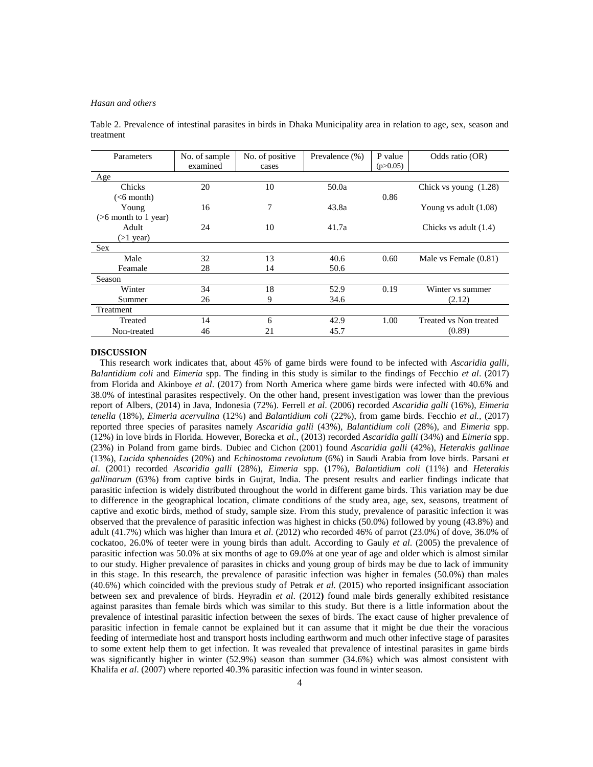Table 2. Prevalence of intestinal parasites in birds in Dhaka Municipality area in relation to age, sex, season and treatment

| Parameters | No. of sample examined | No. of positive cases | Prevalence (%) | P value (p>0.05) | Odds ratio (OR) |
|---|---|---|---|---|---|
| Age | | | | | |
| Chicks (<6 month) | 20 | 10 | 50.0a | | Chick vs young (1.28) |
| Young (>6 month to 1 year) | 16 | 7 | 43.8a | 0.86 | Young vs adult (1.08) |
| Adult (>1 year) | 24 | 10 | 41.7a | | Chicks vs adult (1.4) |
| Sex | | | | | |
| Male | 32 | 13 | 40.6 | 0.60 | Male vs Female (0.81) |
| Feamale | 28 | 14 | 50.6 | | |
| Season | | | | | |
| Winter | 34 | 18 | 52.9 | 0.19 | Winter vs summer (2.12) |
| Summer | 26 | 9 | 34.6 | | |
| Treatment | | | | | |
| Treated | 14 | 6 | 42.9 | 1.00 | Treated vs Non treated (0.89) |
| Non-treated | 46 | 21 | 45.7 | | |

## DISCUSSION

This research work indicates that, about 45% of game birds were found to be infected with *Ascaridia galli*, *Balantidium coli* and *Eimeria* spp. The finding in this study is similar to the findings of Fecchio *et al*. (2017) from Florida and Akinboye *et al*. (2017) from North America where game birds were infected with 40.6% and 38.0% of intestinal parasites respectively. On the other hand, present investigation was lower than the previous report of Albers, (2014) in Java, Indonesia (72%). Ferrell *et al*. (2006) recorded *Ascaridia galli* (16%), *Eimeria tenella* (18%), *Eimeria acervulina* (12%) and *Balantidium coli* (22%), from game birds. Fecchio *et al.*, (2017) reported three species of parasites namely *Ascaridia galli* (43%), *Balantidium coli* (28%), and *Eimeria* spp. (12%) in love birds in Florida. However, Borecka *et al.,* (2013) recorded *Ascaridia galli* (34%) and *Eimeria* spp. (23%) in Poland from game birds. Dubiec and Cichon (2001) found *Ascaridia galli* (42%), *Heterakis gallinae* (13%), *Lucida sphenoides* (20%) and *Echinostoma revolutum* (6%) in Saudi Arabia from love birds. Parsani *et al*. (2001) recorded *Ascaridia galli* (28%), *Eimeria* spp. (17%), *Balantidium coli* (11%) and *Heterakis gallinarum* (63%) from captive birds in Gujrat, India. The present results and earlier findings indicate that parasitic infection is widely distributed throughout the world in different game birds. This variation may be due to difference in the geographical location, climate conditions of the study area, age, sex, seasons, treatment of captive and exotic birds, method of study, sample size. From this study, prevalence of parasitic infection it was observed that the prevalence of parasitic infection was highest in chicks (50.0%) followed by young (43.8%) and adult (41.7%) which was higher than Imura *et al*. (2012) who recorded 46% of parrot (23.0%) of dove, 36.0% of cockatoo, 26.0% of teeter were in young birds than adult. According to Gauly *et al*. (2005) the prevalence of parasitic infection was 50.0% at six months of age to 69.0% at one year of age and older which is almost similar to our study. Higher prevalence of parasites in chicks and young group of birds may be due to lack of immunity in this stage. In this research, the prevalence of parasitic infection was higher in females (50.0%) than males (40.6%) which coincided with the previous study of Petrak *et al.* (2015) who reported insignificant association between sex and prevalence of birds. Heyradin *et al*. (2012**)** found male birds generally exhibited resistance against parasites than female birds which was similar to this study. But there is a little information about the prevalence of intestinal parasitic infection between the sexes of birds. The exact cause of higher prevalence of parasitic infection in female cannot be explained but it can assume that it might be due their the voracious feeding of intermediate host and transport hosts including earthworm and much other infective stage of parasites to some extent help them to get infection. It was revealed that prevalence of intestinal parasites in game birds was significantly higher in winter (52.9%) season than summer (34.6%) which was almost consistent with Khalifa *et al*. (2007) where reported 40.3% parasitic infection was found in winter season.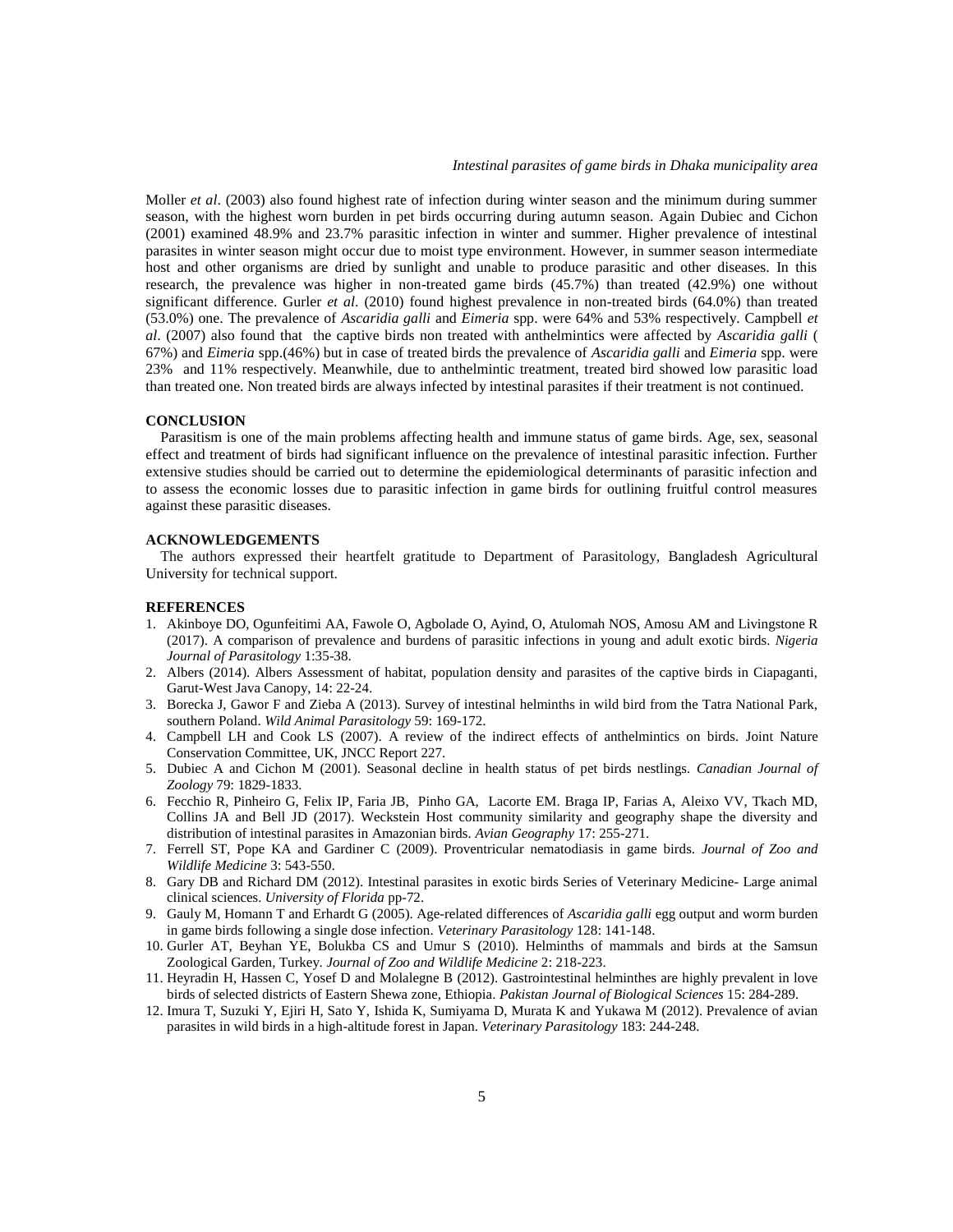Moller *et al*. (2003) also found highest rate of infection during winter season and the minimum during summer season, with the highest worn burden in pet birds occurring during autumn season. Again Dubiec and Cichon (2001) examined 48.9% and 23.7% parasitic infection in winter and summer. Higher prevalence of intestinal parasites in winter season might occur due to moist type environment. However, in summer season intermediate host and other organisms are dried by sunlight and unable to produce parasitic and other diseases. In this research, the prevalence was higher in non-treated game birds (45.7%) than treated (42.9%) one without significant difference. Gurler *et al*. (2010) found highest prevalence in non-treated birds (64.0%) than treated (53.0%) one. The prevalence of *Ascaridia galli* and *Eimeria* spp. were 64% and 53% respectively. Campbell *et al*. (2007) also found that the captive birds non treated with anthelmintics were affected by *Ascaridia galli* ( 67%) and *Eimeria* spp.(46%) but in case of treated birds the prevalence of *Ascaridia galli* and *Eimeria* spp. were 23% and 11% respectively. Meanwhile, due to anthelmintic treatment, treated bird showed low parasitic load than treated one. Non treated birds are always infected by intestinal parasites if their treatment is not continued.

## CONCLUSION

Parasitism is one of the main problems affecting health and immune status of game birds. Age, sex, seasonal effect and treatment of birds had significant influence on the prevalence of intestinal parasitic infection. Further extensive studies should be carried out to determine the epidemiological determinants of parasitic infection and to assess the economic losses due to parasitic infection in game birds for outlining fruitful control measures against these parasitic diseases.

## ACKNOWLEDGEMENTS

The authors expressed their heartfelt gratitude to Department of Parasitology, Bangladesh Agricultural University for technical support.

## REFERENCES

1. Akinboye DO, Ogunfeitimi AA, Fawole O, Agbolade O, Ayind, O, Atulomah NOS, Amosu AM and Livingstone R (2017). A comparison of prevalence and burdens of parasitic infections in young and adult exotic birds. *Nigeria Journal of Parasitology* 1:35-38.
2. Albers (2014). Albers Assessment of habitat, population density and parasites of the captive birds in Ciapaganti, Garut-West Java Canopy, 14: 22-24.
3. Borecka J, Gawor F and Zieba A (2013). Survey of intestinal helminths in wild bird from the Tatra National Park, southern Poland. *Wild Animal Parasitology* 59: 169-172.
4. Campbell LH and Cook LS (2007). A review of the indirect effects of anthelmintics on birds. Joint Nature Conservation Committee, UK, JNCC Report 227.
5. Dubiec A and Cichon M (2001). Seasonal decline in health status of pet birds nestlings. *Canadian Journal of Zoology* 79: 1829-1833.
6. Fecchio R, Pinheiro G, Felix IP, Faria JB, Pinho GA, Lacorte EM. Braga IP, Farias A, Aleixo VV, Tkach MD, Collins JA and Bell JD (2017). Weckstein Host community similarity and geography shape the diversity and distribution of intestinal parasites in Amazonian birds. *Avian Geography* 17: 255-271.
7. Ferrell ST, Pope KA and Gardiner C (2009). Proventricular nematodiasis in game birds. *Journal of Zoo and Wildlife Medicine* 3: 543-550.
8. Gary DB and Richard DM (2012). Intestinal parasites in exotic birds Series of Veterinary Medicine- Large animal clinical sciences. *University of Florida* pp-72.
9. Gauly M, Homann T and Erhardt G (2005). Age-related differences of *Ascaridia galli* egg output and worm burden in game birds following a single dose infection. *Veterinary Parasitology* 128: 141-148.
10. Gurler AT, Beyhan YE, Bolukba CS and Umur S (2010). Helminths of mammals and birds at the Samsun Zoological Garden, Turkey. *Journal of Zoo and Wildlife Medicine* 2: 218-223.
11. Heyradin H, Hassen C, Yosef D and Molalegne B (2012). Gastrointestinal helminthes are highly prevalent in love birds of selected districts of Eastern Shewa zone, Ethiopia. *Pakistan Journal of Biological Sciences* 15: 284-289.
12. Imura T, Suzuki Y, Ejiri H, Sato Y, Ishida K, Sumiyama D, Murata K and Yukawa M (2012). Prevalence of avian parasites in wild birds in a high-altitude forest in Japan. *Veterinary Parasitology* 183: 244-248.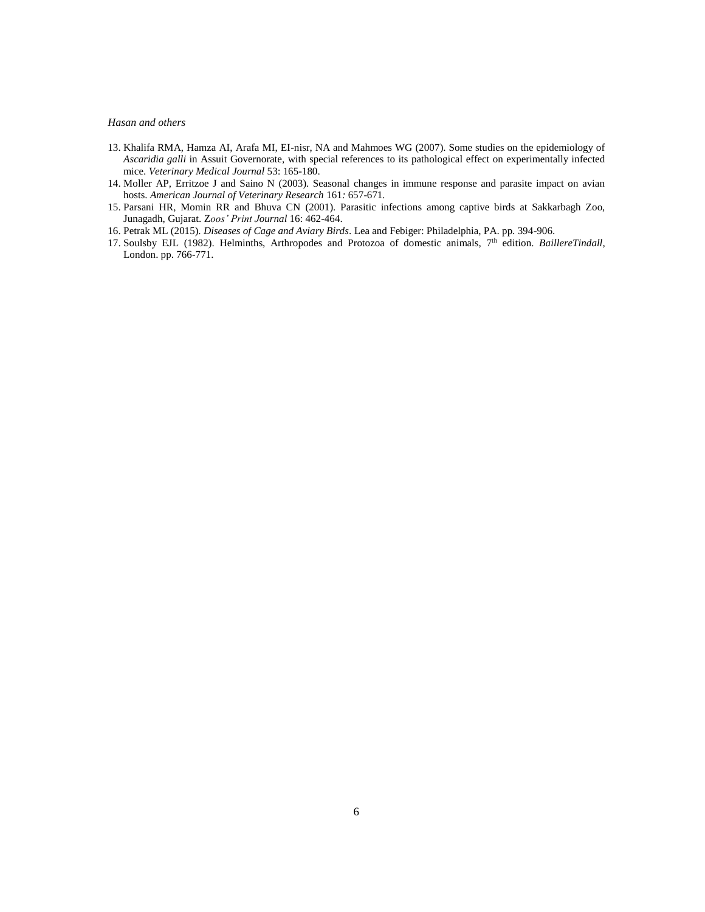13. Khalifa RMA, Hamza AI, Arafa MI, EI-nisr, NA and Mahmoes WG (2007). Some studies on the epidemiology of *Ascaridia galli* in Assuit Governorate, with special references to its pathological effect on experimentally infected mice. *Veterinary Medical Journal* 53: 165-180.
14. Moller AP, Erritzoe J and Saino N (2003). Seasonal changes in immune response and parasite impact on avian hosts. *American Journal of Veterinary Research* 161: 657-671.
15. Parsani HR, Momin RR and Bhuva CN (2001). Parasitic infections among captive birds at Sakkarbagh Zoo, Junagadh, Gujarat. *Zoos' Print Journal* 16: 462-464.
16. Petrak ML (2015). *Diseases of Cage and Aviary Birds*. Lea and Febiger: Philadelphia, PA. pp. 394-906.
17. Soulsby EJL (1982). Helminths, Arthropodes and Protozoa of domestic animals, 7th edition. *BaillereTindall*, London. pp. 766-771.